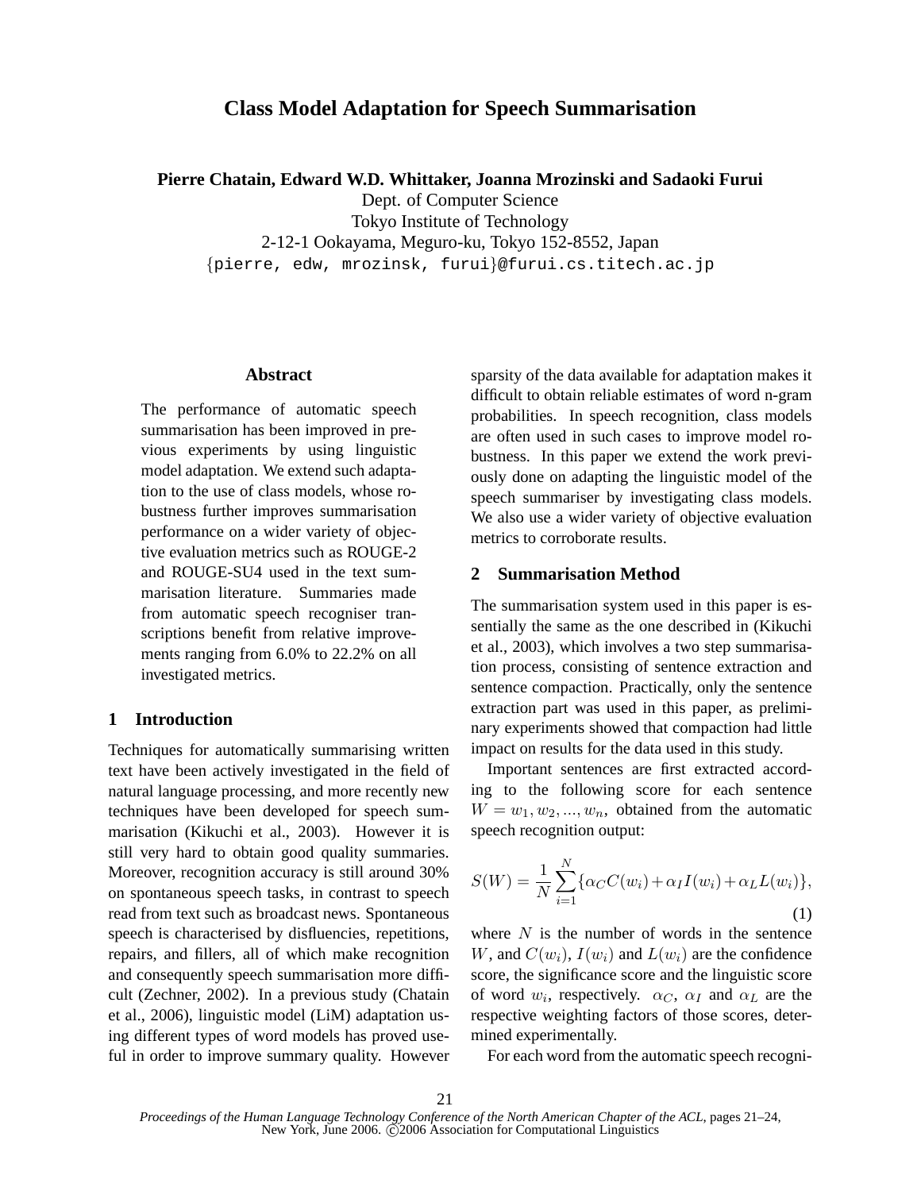# Class Model Adaptation for Speech Summarisation

**Pierre Chatain, Edward W.D. Whittaker, Joanna Mrozinski and Sadaoki Furui**

Dept. of Computer Science
Tokyo Institute of Technology
2-12-1 Ookayama, Meguro-ku, Tokyo 152-8552, Japan
{pierre, edw, mrozinsk, furui}@furui.cs.titech.ac.jp

## Abstract

The performance of automatic speech summarisation has been improved in previous experiments by using linguistic model adaptation. We extend such adaptation to the use of class models, whose robustness further improves summarisation performance on a wider variety of objective evaluation metrics such as ROUGE-2 and ROUGE-SU4 used in the text summarisation literature. Summaries made from automatic speech recogniser transcriptions benefit from relative improvements ranging from 6.0% to 22.2% on all investigated metrics.

## 1 Introduction

Techniques for automatically summarising written text have been actively investigated in the field of natural language processing, and more recently new techniques have been developed for speech summarisation (Kikuchi et al., 2003). However it is still very hard to obtain good quality summaries. Moreover, recognition accuracy is still around 30% on spontaneous speech tasks, in contrast to speech read from text such as broadcast news. Spontaneous speech is characterised by disfluencies, repetitions, repairs, and fillers, all of which make recognition and consequently speech summarisation more difficult (Zechner, 2002). In a previous study (Chatain et al., 2006), linguistic model (LiM) adaptation using different types of word models has proved useful in order to improve summary quality. However sparsity of the data available for adaptation makes it difficult to obtain reliable estimates of word n-gram probabilities. In speech recognition, class models are often used in such cases to improve model robustness. In this paper we extend the work previously done on adapting the linguistic model of the speech summariser by investigating class models. We also use a wider variety of objective evaluation metrics to corroborate results.

## 2 Summarisation Method

The summarisation system used in this paper is essentially the same as the one described in (Kikuchi et al., 2003), which involves a two step summarisation process, consisting of sentence extraction and sentence compaction. Practically, only the sentence extraction part was used in this paper, as preliminary experiments showed that compaction had little impact on results for the data used in this study.

Important sentences are first extracted according to the following score for each sentence $W = w_1, w_2, ..., w_n$, obtained from the automatic speech recognition output:

$$S(W) = \frac{1}{N}\sum_{i=1}^{N}\{\alpha_C C(w_i) + \alpha_I I(w_i) + \alpha_L L(w_i)\}, \quad (1)$$

where $N$ is the number of words in the sentence $W$, and $C(w_i)$, $I(w_i)$ and $L(w_i)$ are the confidence score, the significance score and the linguistic score of word $w_i$, respectively. $\alpha_C$, $\alpha_I$ and $\alpha_L$ are the respective weighting factors of those scores, determined experimentally.

For each word from the automatic speech recogni-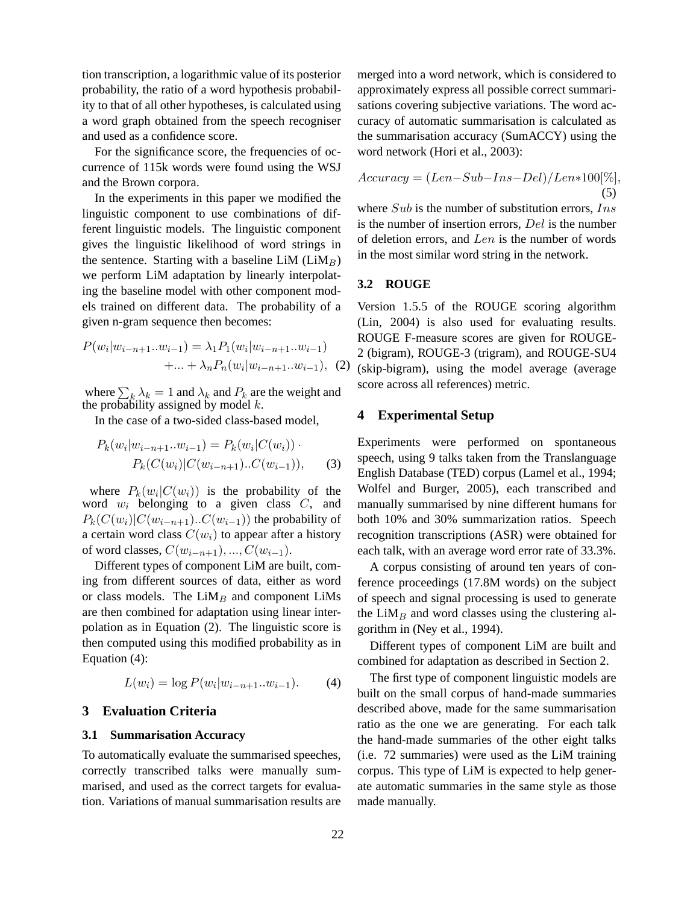tion transcription, a logarithmic value of its posterior probability, the ratio of a word hypothesis probability to that of all other hypotheses, is calculated using a word graph obtained from the speech recogniser and used as a confidence score.

For the significance score, the frequencies of occurrence of 115k words were found using the WSJ and the Brown corpora.

In the experiments in this paper we modified the linguistic component to use combinations of different linguistic models. The linguistic component gives the linguistic likelihood of word strings in the sentence. Starting with a baseline LiM (LiM$_B$) we perform LiM adaptation by linearly interpolating the baseline model with other component models trained on different data. The probability of a given n-gram sequence then becomes:

$$P(w_i|w_{i-n+1}..w_{i-1}) = \lambda_1 P_1(w_i|w_{i-n+1}..w_{i-1}) + ... + \lambda_n P_n(w_i|w_{i-n+1}..w_{i-1}), \quad (2)$$

where $\sum_k \lambda_k = 1$ and $\lambda_k$ and $P_k$ are the weight and the probability assigned by model $k$.

In the case of a two-sided class-based model,

$$P_k(w_i|w_{i-n+1}..w_{i-1}) = P_k(w_i|C(w_i)) \cdot P_k(C(w_i)|C(w_{i-n+1})..C(w_{i-1})), \quad (3)$$

where $P_k(w_i|C(w_i))$ is the probability of the word $w_i$ belonging to a given class $C$, and $P_k(C(w_i)|C(w_{i-n+1})..C(w_{i-1}))$ the probability of a certain word class $C(w_i)$ to appear after a history of word classes, $C(w_{i-n+1}), ..., C(w_{i-1})$.

Different types of component LiM are built, coming from different sources of data, either as word or class models. The LiM$_B$ and component LiMs are then combined for adaptation using linear interpolation as in Equation (2). The linguistic score is then computed using this modified probability as in Equation (4):

$$L(w_i) = \log P(w_i|w_{i-n+1}..w_{i-1}). \quad (4)$$

## 3 Evaluation Criteria

### 3.1 Summarisation Accuracy

To automatically evaluate the summarised speeches, correctly transcribed talks were manually summarised, and used as the correct targets for evaluation. Variations of manual summarisation results are merged into a word network, which is considered to approximately express all possible correct summarisations covering subjective variations. The word accuracy of automatic summarisation is calculated as the summarisation accuracy (SumACCY) using the word network (Hori et al., 2003):

$$Accuracy = (Len - Sub - Ins - Del)/Len * 100[\%], \quad (5)$$

where $Sub$ is the number of substitution errors, $Ins$ is the number of insertion errors, $Del$ is the number of deletion errors, and $Len$ is the number of words in the most similar word string in the network.

### 3.2 ROUGE

Version 1.5.5 of the ROUGE scoring algorithm (Lin, 2004) is also used for evaluating results. ROUGE F-measure scores are given for ROUGE-2 (bigram), ROUGE-3 (trigram), and ROUGE-SU4 (skip-bigram), using the model average (average score across all references) metric.

## 4 Experimental Setup

Experiments were performed on spontaneous speech, using 9 talks taken from the Translanguage English Database (TED) corpus (Lamel et al., 1994; Wolfel and Burger, 2005), each transcribed and manually summarised by nine different humans for both 10% and 30% summarization ratios. Speech recognition transcriptions (ASR) were obtained for each talk, with an average word error rate of 33.3%.

A corpus consisting of around ten years of conference proceedings (17.8M words) on the subject of speech and signal processing is used to generate the LiM$_B$ and word classes using the clustering algorithm in (Ney et al., 1994).

Different types of component LiM are built and combined for adaptation as described in Section 2.

The first type of component linguistic models are built on the small corpus of hand-made summaries described above, made for the same summarisation ratio as the one we are generating. For each talk the hand-made summaries of the other eight talks (i.e. 72 summaries) were used as the LiM training corpus. This type of LiM is expected to help generate automatic summaries in the same style as those made manually.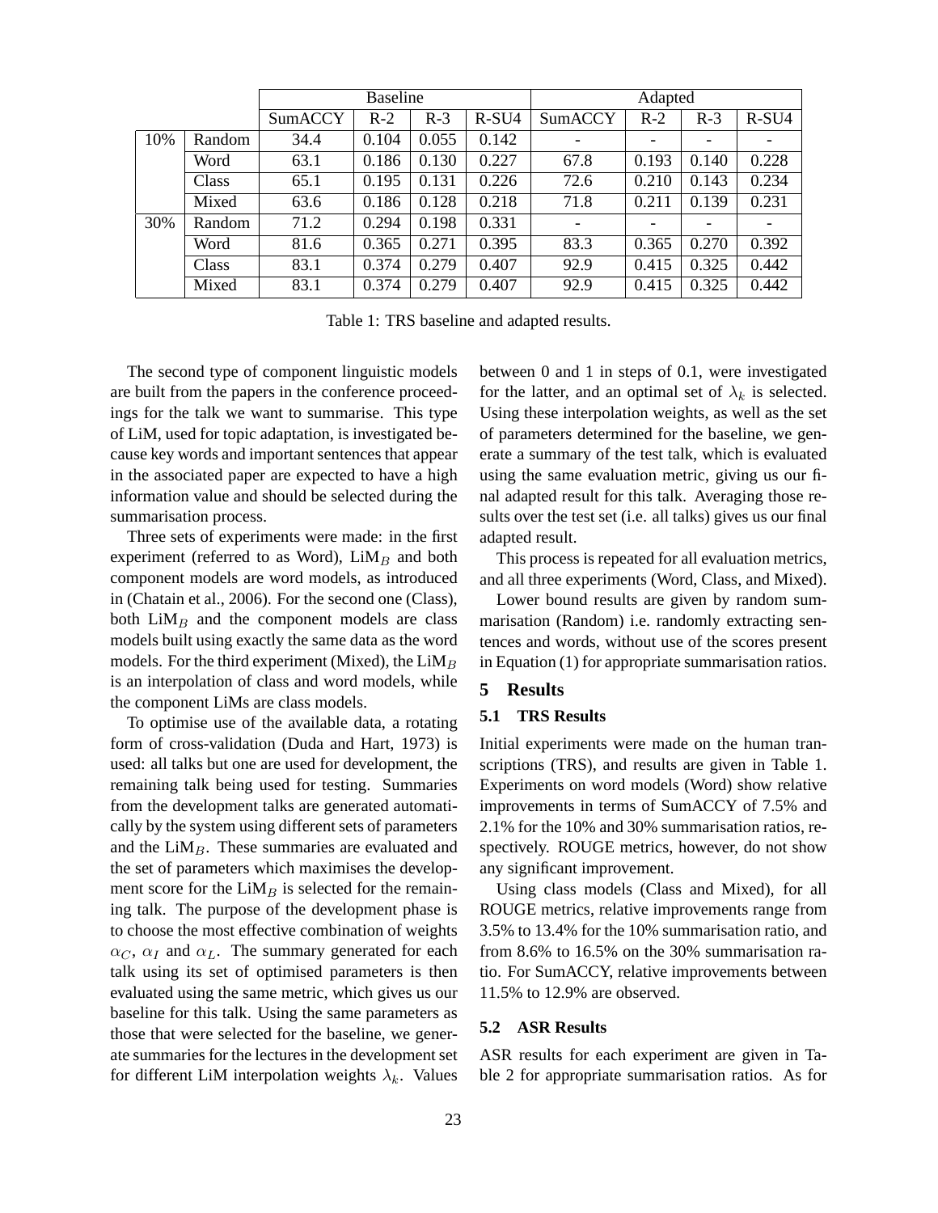| | | Baseline | | | | Adapted | | | |
|---|---|---|---|---|---|---|---|---|---|
| | | SumACCY | R-2 | R-3 | R-SU4 | SumACCY | R-2 | R-3 | R-SU4 |
| 10% | Random | 34.4 | 0.104 | 0.055 | 0.142 | - | - | - | - |
| | Word | 63.1 | 0.186 | 0.130 | 0.227 | 67.8 | 0.193 | 0.140 | 0.228 |
| | Class | 65.1 | 0.195 | 0.131 | 0.226 | 72.6 | 0.210 | 0.143 | 0.234 |
| | Mixed | 63.6 | 0.186 | 0.128 | 0.218 | 71.8 | 0.211 | 0.139 | 0.231 |
| 30% | Random | 71.2 | 0.294 | 0.198 | 0.331 | - | - | - | - |
| | Word | 81.6 | 0.365 | 0.271 | 0.395 | 83.3 | 0.365 | 0.270 | 0.392 |
| | Class | 83.1 | 0.374 | 0.279 | 0.407 | 92.9 | 0.415 | 0.325 | 0.442 |
| | Mixed | 83.1 | 0.374 | 0.279 | 0.407 | 92.9 | 0.415 | 0.325 | 0.442 |

Table 1: TRS baseline and adapted results.

The second type of component linguistic models are built from the papers in the conference proceedings for the talk we want to summarise. This type of LiM, used for topic adaptation, is investigated because key words and important sentences that appear in the associated paper are expected to have a high information value and should be selected during the summarisation process.

Three sets of experiments were made: in the first experiment (referred to as Word), $\text{LiM}_B$ and both component models are word models, as introduced in (Chatain et al., 2006). For the second one (Class), both $\text{LiM}_B$ and the component models are class models built using exactly the same data as the word models. For the third experiment (Mixed), the $\text{LiM}_B$ is an interpolation of class and word models, while the component LiMs are class models.

To optimise use of the available data, a rotating form of cross-validation (Duda and Hart, 1973) is used: all talks but one are used for development, the remaining talk being used for testing. Summaries from the development talks are generated automatically by the system using different sets of parameters and the $\text{LiM}_B$. These summaries are evaluated and the set of parameters which maximises the development score for the $\text{LiM}_B$ is selected for the remaining talk. The purpose of the development phase is to choose the most effective combination of weights $\alpha_C$, $\alpha_I$ and $\alpha_L$. The summary generated for each talk using its set of optimised parameters is then evaluated using the same metric, which gives us our baseline for this talk. Using the same parameters as those that were selected for the baseline, we generate summaries for the lectures in the development set for different LiM interpolation weights $\lambda_k$. Values between 0 and 1 in steps of 0.1, were investigated for the latter, and an optimal set of $\lambda_k$ is selected. Using these interpolation weights, as well as the set of parameters determined for the baseline, we generate a summary of the test talk, which is evaluated using the same evaluation metric, giving us our final adapted result for this talk. Averaging those results over the test set (i.e. all talks) gives us our final adapted result.

This process is repeated for all evaluation metrics, and all three experiments (Word, Class, and Mixed).

Lower bound results are given by random summarisation (Random) i.e. randomly extracting sentences and words, without use of the scores present in Equation (1) for appropriate summarisation ratios.

## 5 Results

### 5.1 TRS Results

Initial experiments were made on the human transcriptions (TRS), and results are given in Table 1. Experiments on word models (Word) show relative improvements in terms of SumACCY of 7.5% and 2.1% for the 10% and 30% summarisation ratios, respectively. ROUGE metrics, however, do not show any significant improvement.

Using class models (Class and Mixed), for all ROUGE metrics, relative improvements range from 3.5% to 13.4% for the 10% summarisation ratio, and from 8.6% to 16.5% on the 30% summarisation ratio. For SumACCY, relative improvements between 11.5% to 12.9% are observed.

### 5.2 ASR Results

ASR results for each experiment are given in Table 2 for appropriate summarisation ratios. As for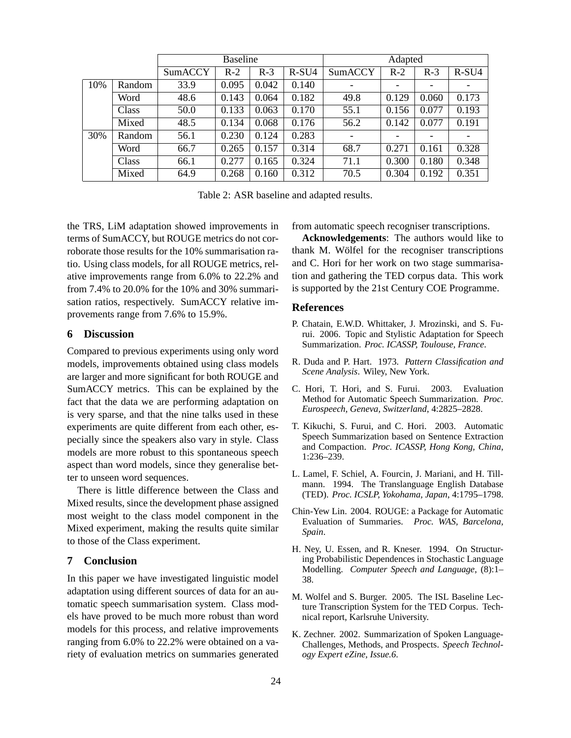| | | Baseline | | | | Adapted | | | |
|---|---|---|---|---|---|---|---|---|---|
| | | SumACCY | R-2 | R-3 | R-SU4 | SumACCY | R-2 | R-3 | R-SU4 |
| 10% | Random | 33.9 | 0.095 | 0.042 | 0.140 | - | - | - | - |
| | Word | 48.6 | 0.143 | 0.064 | 0.182 | 49.8 | 0.129 | 0.060 | 0.173 |
| | Class | 50.0 | 0.133 | 0.063 | 0.170 | 55.1 | 0.156 | 0.077 | 0.193 |
| | Mixed | 48.5 | 0.134 | 0.068 | 0.176 | 56.2 | 0.142 | 0.077 | 0.191 |
| 30% | Random | 56.1 | 0.230 | 0.124 | 0.283 | - | - | - | - |
| | Word | 66.7 | 0.265 | 0.157 | 0.314 | 68.7 | 0.271 | 0.161 | 0.328 |
| | Class | 66.1 | 0.277 | 0.165 | 0.324 | 71.1 | 0.300 | 0.180 | 0.348 |
| | Mixed | 64.9 | 0.268 | 0.160 | 0.312 | 70.5 | 0.304 | 0.192 | 0.351 |

Table 2: ASR baseline and adapted results.

the TRS, LiM adaptation showed improvements in terms of SumACCY, but ROUGE metrics do not corroborate those results for the 10% summarisation ratio. Using class models, for all ROUGE metrics, relative improvements range from 6.0% to 22.2% and from 7.4% to 20.0% for the 10% and 30% summarisation ratios, respectively. SumACCY relative improvements range from 7.6% to 15.9%.

## 6 Discussion

Compared to previous experiments using only word models, improvements obtained using class models are larger and more significant for both ROUGE and SumACCY metrics. This can be explained by the fact that the data we are performing adaptation on is very sparse, and that the nine talks used in these experiments are quite different from each other, especially since the speakers also vary in style. Class models are more robust to this spontaneous speech aspect than word models, since they generalise better to unseen word sequences.

There is little difference between the Class and Mixed results, since the development phase assigned most weight to the class model component in the Mixed experiment, making the results quite similar to those of the Class experiment.

## 7 Conclusion

In this paper we have investigated linguistic model adaptation using different sources of data for an automatic speech summarisation system. Class models have proved to be much more robust than word models for this process, and relative improvements ranging from 6.0% to 22.2% were obtained on a variety of evaluation metrics on summaries generated from automatic speech recogniser transcriptions.

**Acknowledgements**: The authors would like to thank M. Wölfel for the recogniser transcriptions and C. Hori for her work on two stage summarisation and gathering the TED corpus data. This work is supported by the 21st Century COE Programme.

## References

P. Chatain, E.W.D. Whittaker, J. Mrozinski, and S. Furui. 2006. Topic and Stylistic Adaptation for Speech Summarization. *Proc. ICASSP, Toulouse, France*.

R. Duda and P. Hart. 1973. *Pattern Classification and Scene Analysis*. Wiley, New York.

C. Hori, T. Hori, and S. Furui. 2003. Evaluation Method for Automatic Speech Summarization. *Proc. Eurospeech, Geneva, Switzerland*, 4:2825–2828.

T. Kikuchi, S. Furui, and C. Hori. 2003. Automatic Speech Summarization based on Sentence Extraction and Compaction. *Proc. ICASSP, Hong Kong, China*, 1:236–239.

L. Lamel, F. Schiel, A. Fourcin, J. Mariani, and H. Tillmann. 1994. The Translanguage English Database (TED). *Proc. ICSLP, Yokohama, Japan*, 4:1795–1798.

Chin-Yew Lin. 2004. ROUGE: a Package for Automatic Evaluation of Summaries. *Proc. WAS, Barcelona, Spain*.

H. Ney, U. Essen, and R. Kneser. 1994. On Structuring Probabilistic Dependences in Stochastic Language Modelling. *Computer Speech and Language*, (8):1–38.

M. Wolfel and S. Burger. 2005. The ISL Baseline Lecture Transcription System for the TED Corpus. Technical report, Karlsruhe University.

K. Zechner. 2002. Summarization of Spoken Language-Challenges, Methods, and Prospects. *Speech Technology Expert eZine, Issue.6*.